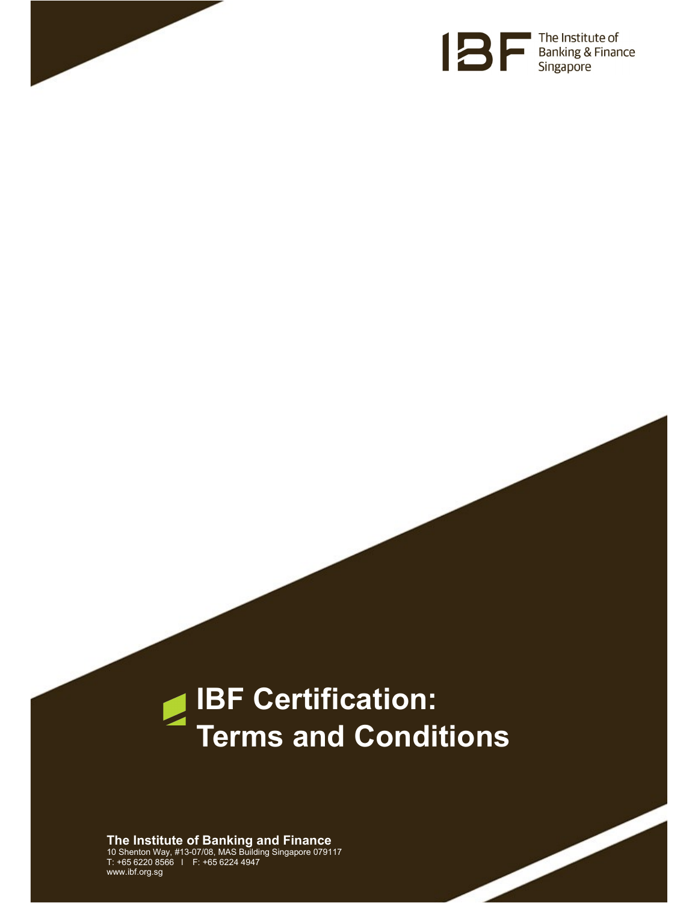The Institute of Banking & Finance Singapore

# IBF Certification: Terms and Conditions

**The Institute of Banking and Finance**
10 Shenton Way, #13-07/08, MAS Building Singapore 079117
T: +65 6220 8566 I F: +65 6224 4947
www.ibf.org.sg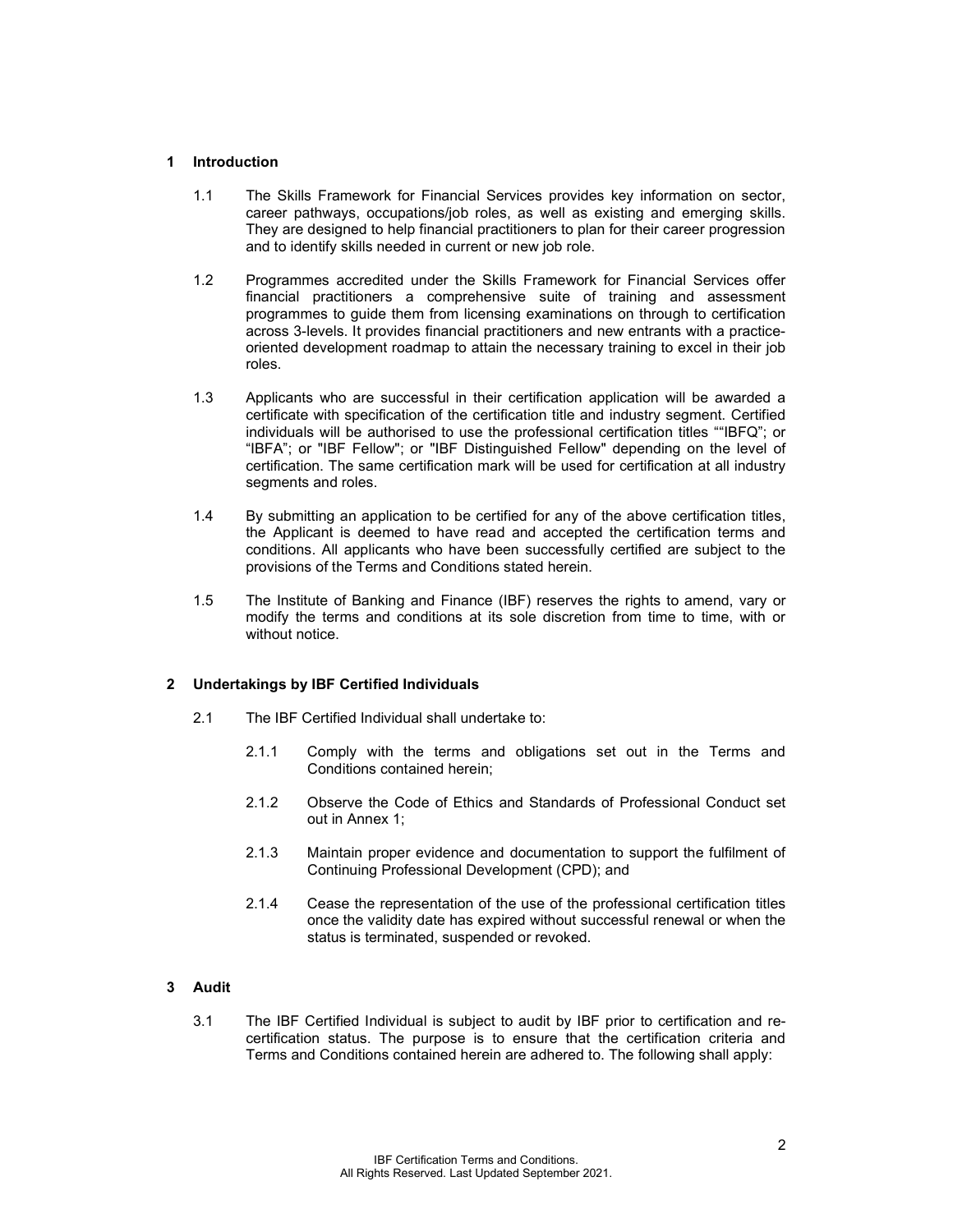## 1 Introduction

1.1 The Skills Framework for Financial Services provides key information on sector, career pathways, occupations/job roles, as well as existing and emerging skills. They are designed to help financial practitioners to plan for their career progression and to identify skills needed in current or new job role.

1.2 Programmes accredited under the Skills Framework for Financial Services offer financial practitioners a comprehensive suite of training and assessment programmes to guide them from licensing examinations on through to certification across 3-levels. It provides financial practitioners and new entrants with a practice-oriented development roadmap to attain the necessary training to excel in their job roles.

1.3 Applicants who are successful in their certification application will be awarded a certificate with specification of the certification title and industry segment. Certified individuals will be authorised to use the professional certification titles ""IBFQ"; or "IBFA"; or "IBF Fellow"; or "IBF Distinguished Fellow" depending on the level of certification. The same certification mark will be used for certification at all industry segments and roles.

1.4 By submitting an application to be certified for any of the above certification titles, the Applicant is deemed to have read and accepted the certification terms and conditions. All applicants who have been successfully certified are subject to the provisions of the Terms and Conditions stated herein.

1.5 The Institute of Banking and Finance (IBF) reserves the rights to amend, vary or modify the terms and conditions at its sole discretion from time to time, with or without notice.

## 2 Undertakings by IBF Certified Individuals

2.1 The IBF Certified Individual shall undertake to:

2.1.1 Comply with the terms and obligations set out in the Terms and Conditions contained herein;

2.1.2 Observe the Code of Ethics and Standards of Professional Conduct set out in Annex 1;

2.1.3 Maintain proper evidence and documentation to support the fulfilment of Continuing Professional Development (CPD); and

2.1.4 Cease the representation of the use of the professional certification titles once the validity date has expired without successful renewal or when the status is terminated, suspended or revoked.

## 3 Audit

3.1 The IBF Certified Individual is subject to audit by IBF prior to certification and re-certification status. The purpose is to ensure that the certification criteria and Terms and Conditions contained herein are adhered to. The following shall apply: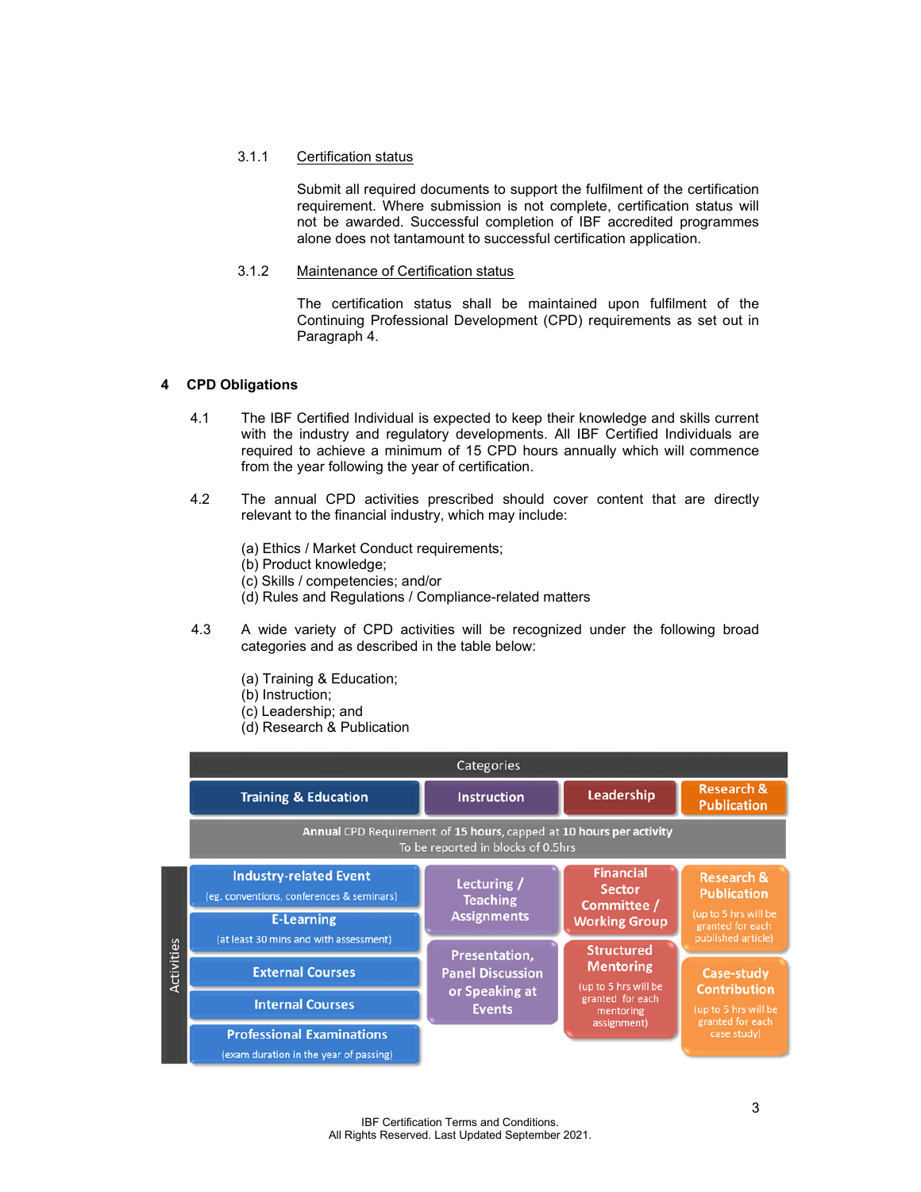3.1.1 Certification status

Submit all required documents to support the fulfilment of the certification requirement. Where submission is not complete, certification status will not be awarded. Successful completion of IBF accredited programmes alone does not tantamount to successful certification application.

3.1.2 Maintenance of Certification status

The certification status shall be maintained upon fulfilment of the Continuing Professional Development (CPD) requirements as set out in Paragraph 4.

## 4 CPD Obligations

4.1 The IBF Certified Individual is expected to keep their knowledge and skills current with the industry and regulatory developments. All IBF Certified Individuals are required to achieve a minimum of 15 CPD hours annually which will commence from the year following the year of certification.

4.2 The annual CPD activities prescribed should cover content that are directly relevant to the financial industry, which may include:

(a) Ethics / Market Conduct requirements;
(b) Product knowledge;
(c) Skills / competencies; and/or
(d) Rules and Regulations / Compliance-related matters

4.3 A wide variety of CPD activities will be recognized under the following broad categories and as described in the table below:

(a) Training & Education;
(b) Instruction;
(c) Leadership; and
(d) Research & Publication

| Categories | Training & Education | Instruction | Leadership | Research & Publication |
|---|---|---|---|---|
| | **Annual** CPD Requirement of **15 hours**, capped at **10 hours per activity**. To be reported in blocks of 0.5hrs | | | |
| Activities | **Industry-related Event** (eg. conventions, conferences & seminars) | **Lecturing / Teaching Assignments** | **Financial Sector Committee / Working Group** | **Research & Publication** (up to 5 hrs will be granted for each published article) |
| | **E-Learning** (at least 30 mins and with assessment) | **Presentation, Panel Discussion or Speaking at Events** | **Structured Mentoring** (up to 5 hrs will be granted for each mentoring assignment) | **Case-study Contribution** (up to 5 hrs will be granted for each case study) |
| | **External Courses** | | | |
| | **Internal Courses** | | | |
| | **Professional Examinations** (exam duration in the year of passing) | | | |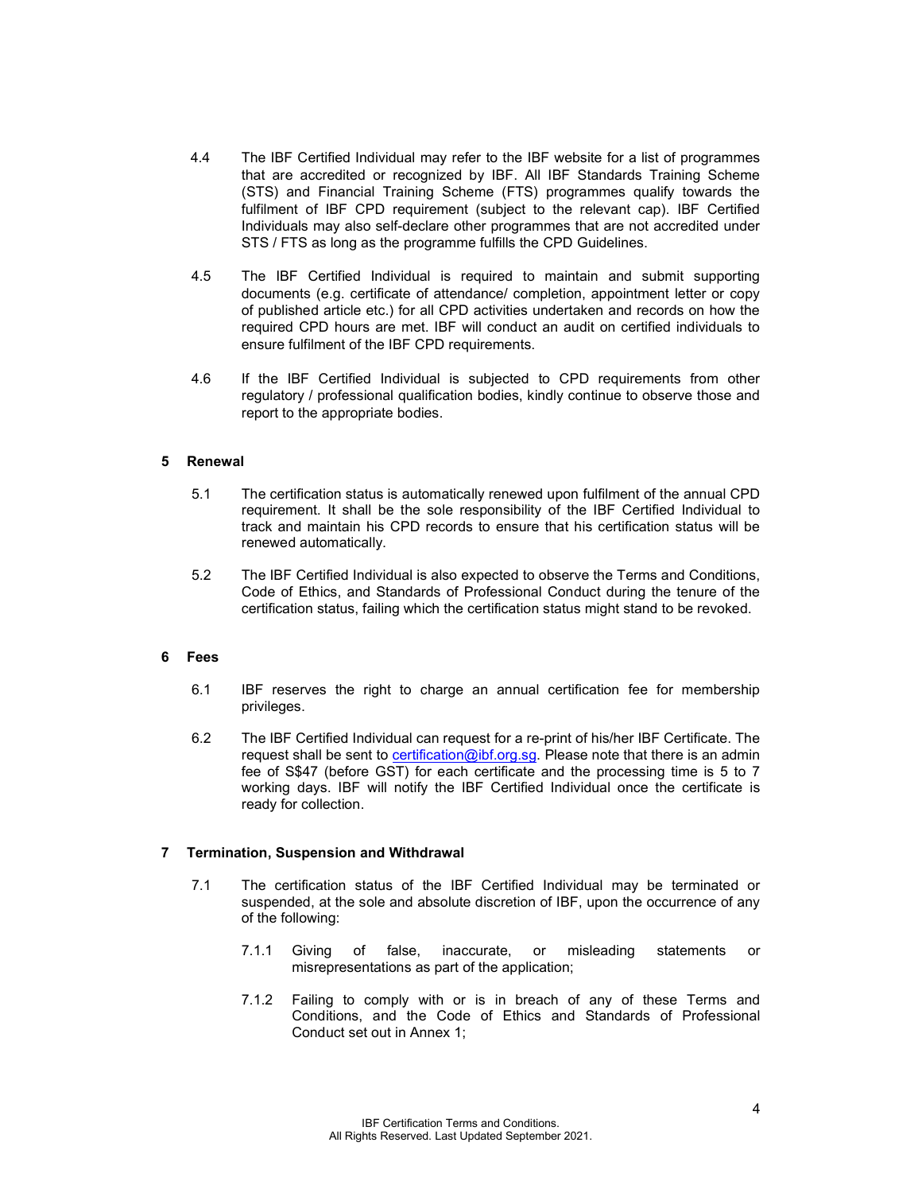4.4 The IBF Certified Individual may refer to the IBF website for a list of programmes that are accredited or recognized by IBF. All IBF Standards Training Scheme (STS) and Financial Training Scheme (FTS) programmes qualify towards the fulfilment of IBF CPD requirement (subject to the relevant cap). IBF Certified Individuals may also self-declare other programmes that are not accredited under STS / FTS as long as the programme fulfills the CPD Guidelines.

4.5 The IBF Certified Individual is required to maintain and submit supporting documents (e.g. certificate of attendance/ completion, appointment letter or copy of published article etc.) for all CPD activities undertaken and records on how the required CPD hours are met. IBF will conduct an audit on certified individuals to ensure fulfilment of the IBF CPD requirements.

4.6 If the IBF Certified Individual is subjected to CPD requirements from other regulatory / professional qualification bodies, kindly continue to observe those and report to the appropriate bodies.

## 5 Renewal

5.1 The certification status is automatically renewed upon fulfilment of the annual CPD requirement. It shall be the sole responsibility of the IBF Certified Individual to track and maintain his CPD records to ensure that his certification status will be renewed automatically.

5.2 The IBF Certified Individual is also expected to observe the Terms and Conditions, Code of Ethics, and Standards of Professional Conduct during the tenure of the certification status, failing which the certification status might stand to be revoked.

## 6 Fees

6.1 IBF reserves the right to charge an annual certification fee for membership privileges.

6.2 The IBF Certified Individual can request for a re-print of his/her IBF Certificate. The request shall be sent to certification@ibf.org.sg. Please note that there is an admin fee of S$47 (before GST) for each certificate and the processing time is 5 to 7 working days. IBF will notify the IBF Certified Individual once the certificate is ready for collection.

## 7 Termination, Suspension and Withdrawal

7.1 The certification status of the IBF Certified Individual may be terminated or suspended, at the sole and absolute discretion of IBF, upon the occurrence of any of the following:

7.1.1 Giving of false, inaccurate, or misleading statements or misrepresentations as part of the application;

7.1.2 Failing to comply with or is in breach of any of these Terms and Conditions, and the Code of Ethics and Standards of Professional Conduct set out in Annex 1;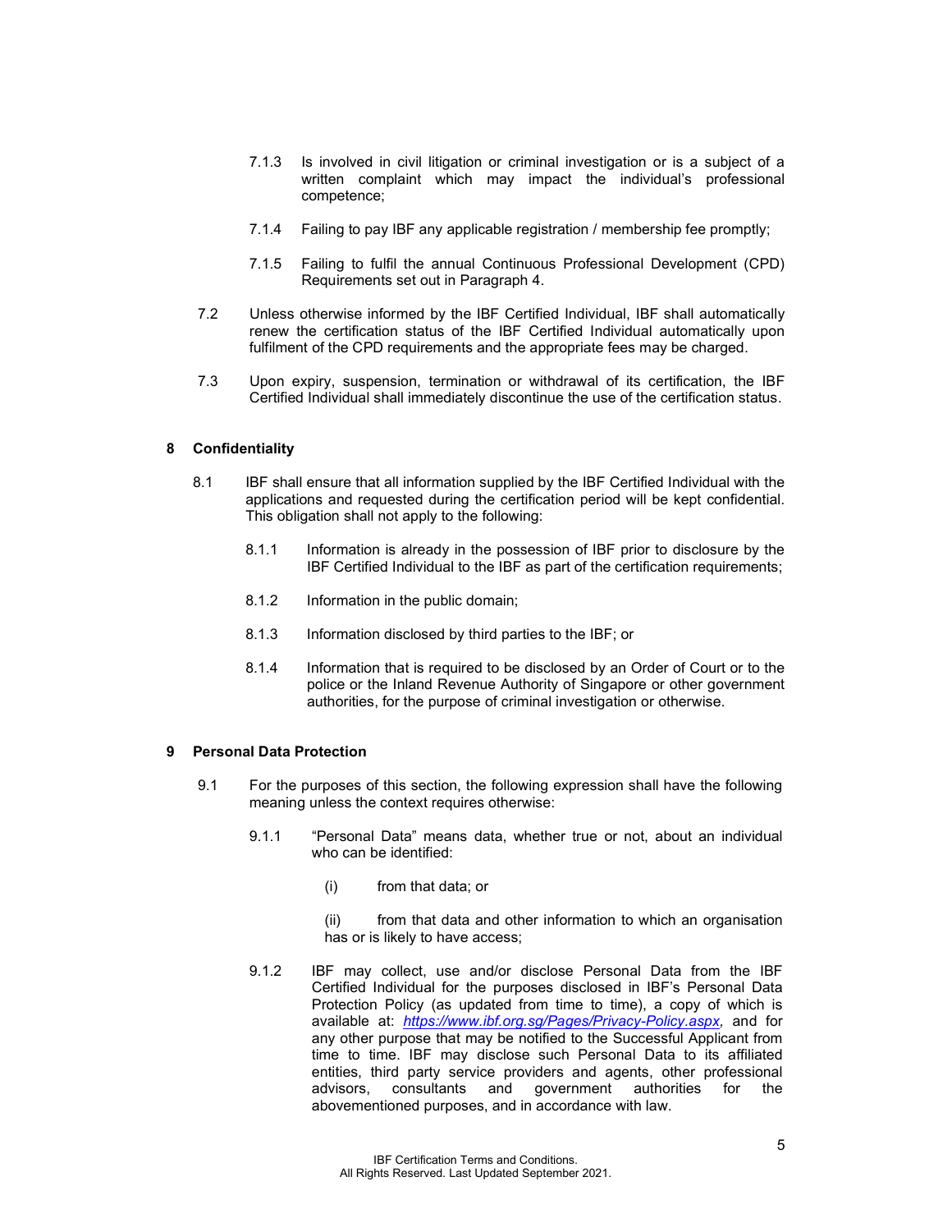7.1.3 Is involved in civil litigation or criminal investigation or is a subject of a written complaint which may impact the individual's professional competence;

7.1.4 Failing to pay IBF any applicable registration / membership fee promptly;

7.1.5 Failing to fulfil the annual Continuous Professional Development (CPD) Requirements set out in Paragraph 4.

7.2 Unless otherwise informed by the IBF Certified Individual, IBF shall automatically renew the certification status of the IBF Certified Individual automatically upon fulfilment of the CPD requirements and the appropriate fees may be charged.

7.3 Upon expiry, suspension, termination or withdrawal of its certification, the IBF Certified Individual shall immediately discontinue the use of the certification status.

## 8 Confidentiality

8.1 IBF shall ensure that all information supplied by the IBF Certified Individual with the applications and requested during the certification period will be kept confidential. This obligation shall not apply to the following:

8.1.1 Information is already in the possession of IBF prior to disclosure by the IBF Certified Individual to the IBF as part of the certification requirements;

8.1.2 Information in the public domain;

8.1.3 Information disclosed by third parties to the IBF; or

8.1.4 Information that is required to be disclosed by an Order of Court or to the police or the Inland Revenue Authority of Singapore or other government authorities, for the purpose of criminal investigation or otherwise.

## 9 Personal Data Protection

9.1 For the purposes of this section, the following expression shall have the following meaning unless the context requires otherwise:

9.1.1 "Personal Data" means data, whether true or not, about an individual who can be identified:

(i) from that data; or

(ii) from that data and other information to which an organisation has or is likely to have access;

9.1.2 IBF may collect, use and/or disclose Personal Data from the IBF Certified Individual for the purposes disclosed in IBF's Personal Data Protection Policy (as updated from time to time), a copy of which is available at: *https://www.ibf.org.sg/Pages/Privacy-Policy.aspx*, and for any other purpose that may be notified to the Successful Applicant from time to time. IBF may disclose such Personal Data to its affiliated entities, third party service providers and agents, other professional advisors, consultants and government authorities for the abovementioned purposes, and in accordance with law.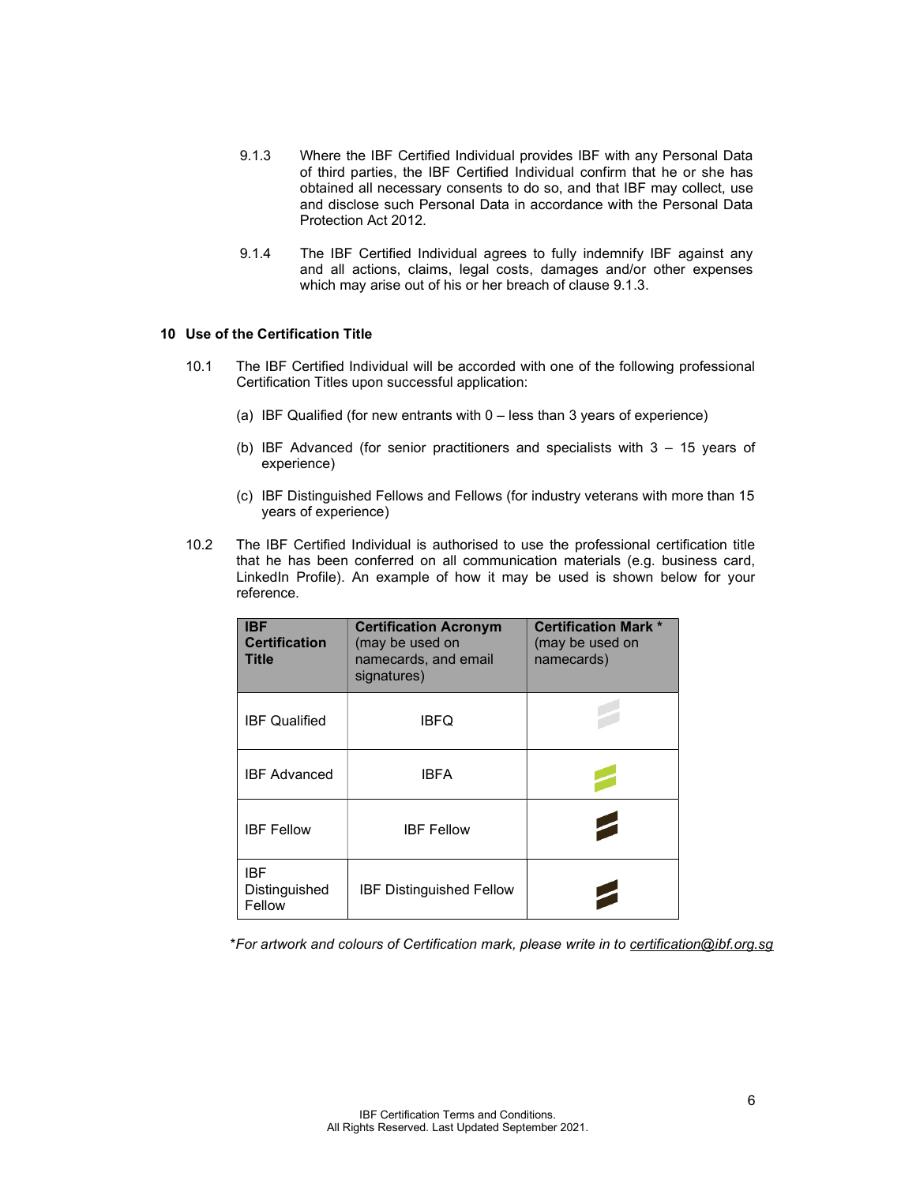9.1.3 Where the IBF Certified Individual provides IBF with any Personal Data of third parties, the IBF Certified Individual confirm that he or she has obtained all necessary consents to do so, and that IBF may collect, use and disclose such Personal Data in accordance with the Personal Data Protection Act 2012.

9.1.4 The IBF Certified Individual agrees to fully indemnify IBF against any and all actions, claims, legal costs, damages and/or other expenses which may arise out of his or her breach of clause 9.1.3.

## 10 Use of the Certification Title

10.1 The IBF Certified Individual will be accorded with one of the following professional Certification Titles upon successful application:

(a) IBF Qualified (for new entrants with 0 – less than 3 years of experience)

(b) IBF Advanced (for senior practitioners and specialists with 3 – 15 years of experience)

(c) IBF Distinguished Fellows and Fellows (for industry veterans with more than 15 years of experience)

10.2 The IBF Certified Individual is authorised to use the professional certification title that he has been conferred on all communication materials (e.g. business card, LinkedIn Profile). An example of how it may be used is shown below for your reference.

| **IBF Certification Title** | **Certification Acronym** (may be used on namecards, and email signatures) | **Certification Mark \*** (may be used on namecards) |
|---|---|---|
| IBF Qualified | IBFQ | |
| IBF Advanced | IBFA | |
| IBF Fellow | IBF Fellow | |
| IBF Distinguished Fellow | IBF Distinguished Fellow | |

*\*For artwork and colours of Certification mark, please write in to certification@ibf.org.sg*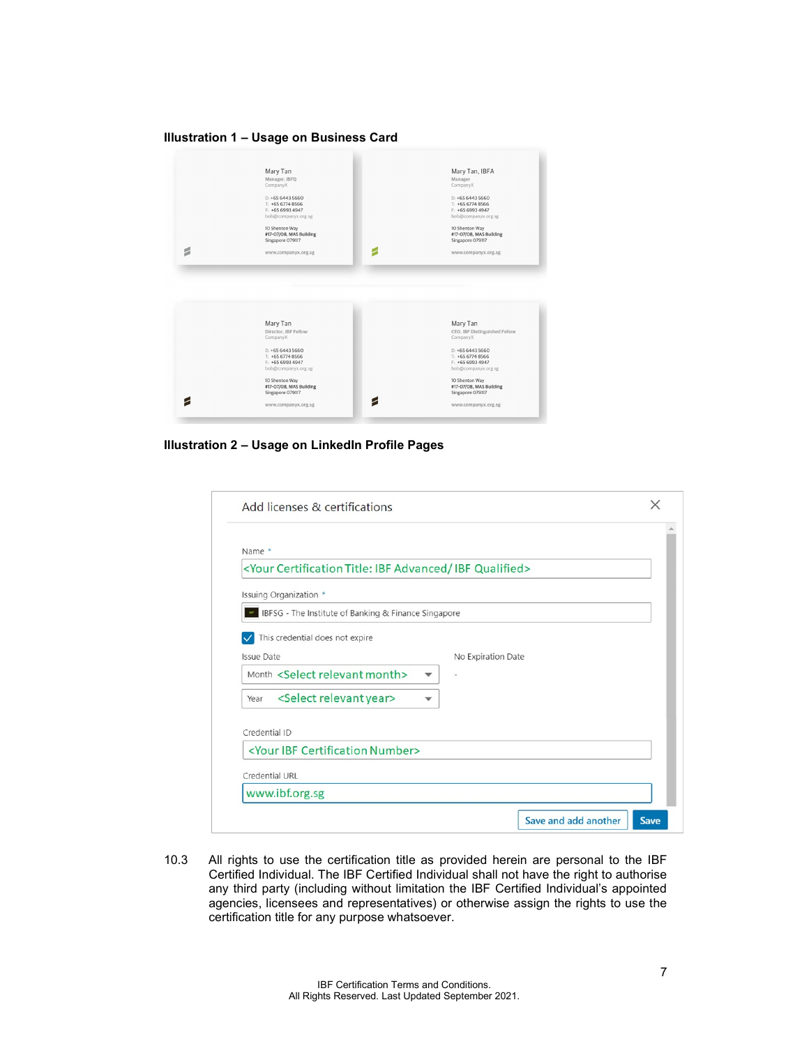**Illustration 1 – Usage on Business Card**

**Illustration 2 – Usage on LinkedIn Profile Pages**

10.3 All rights to use the certification title as provided herein are personal to the IBF Certified Individual. The IBF Certified Individual shall not have the right to authorise any third party (including without limitation the IBF Certified Individual's appointed agencies, licensees and representatives) or otherwise assign the rights to use the certification title for any purpose whatsoever.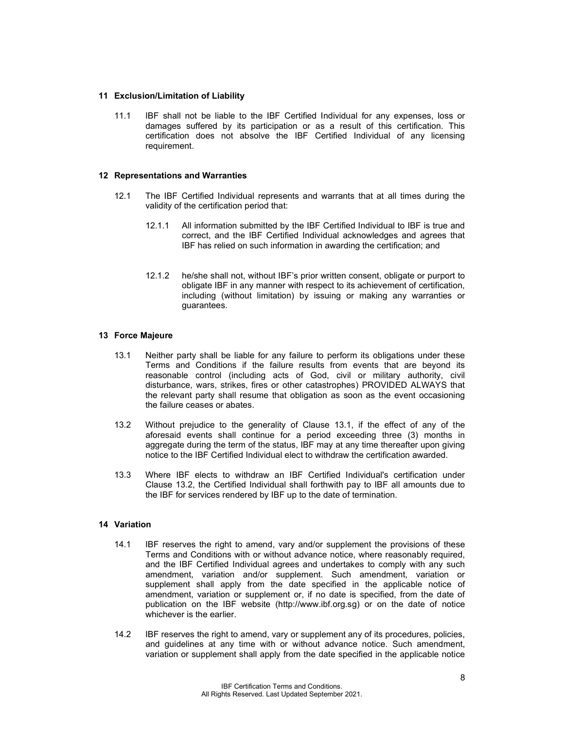## 11 Exclusion/Limitation of Liability

11.1 IBF shall not be liable to the IBF Certified Individual for any expenses, loss or damages suffered by its participation or as a result of this certification. This certification does not absolve the IBF Certified Individual of any licensing requirement.

## 12 Representations and Warranties

12.1 The IBF Certified Individual represents and warrants that at all times during the validity of the certification period that:

12.1.1 All information submitted by the IBF Certified Individual to IBF is true and correct, and the IBF Certified Individual acknowledges and agrees that IBF has relied on such information in awarding the certification; and

12.1.2 he/she shall not, without IBF's prior written consent, obligate or purport to obligate IBF in any manner with respect to its achievement of certification, including (without limitation) by issuing or making any warranties or guarantees.

## 13 Force Majeure

13.1 Neither party shall be liable for any failure to perform its obligations under these Terms and Conditions if the failure results from events that are beyond its reasonable control (including acts of God, civil or military authority, civil disturbance, wars, strikes, fires or other catastrophes) PROVIDED ALWAYS that the relevant party shall resume that obligation as soon as the event occasioning the failure ceases or abates.

13.2 Without prejudice to the generality of Clause 13.1, if the effect of any of the aforesaid events shall continue for a period exceeding three (3) months in aggregate during the term of the status, IBF may at any time thereafter upon giving notice to the IBF Certified Individual elect to withdraw the certification awarded.

13.3 Where IBF elects to withdraw an IBF Certified Individual's certification under Clause 13.2, the Certified Individual shall forthwith pay to IBF all amounts due to the IBF for services rendered by IBF up to the date of termination.

## 14 Variation

14.1 IBF reserves the right to amend, vary and/or supplement the provisions of these Terms and Conditions with or without advance notice, where reasonably required, and the IBF Certified Individual agrees and undertakes to comply with any such amendment, variation and/or supplement. Such amendment, variation or supplement shall apply from the date specified in the applicable notice of amendment, variation or supplement or, if no date is specified, from the date of publication on the IBF website (http://www.ibf.org.sg) or on the date of notice whichever is the earlier.

14.2 IBF reserves the right to amend, vary or supplement any of its procedures, policies, and guidelines at any time with or without advance notice. Such amendment, variation or supplement shall apply from the date specified in the applicable notice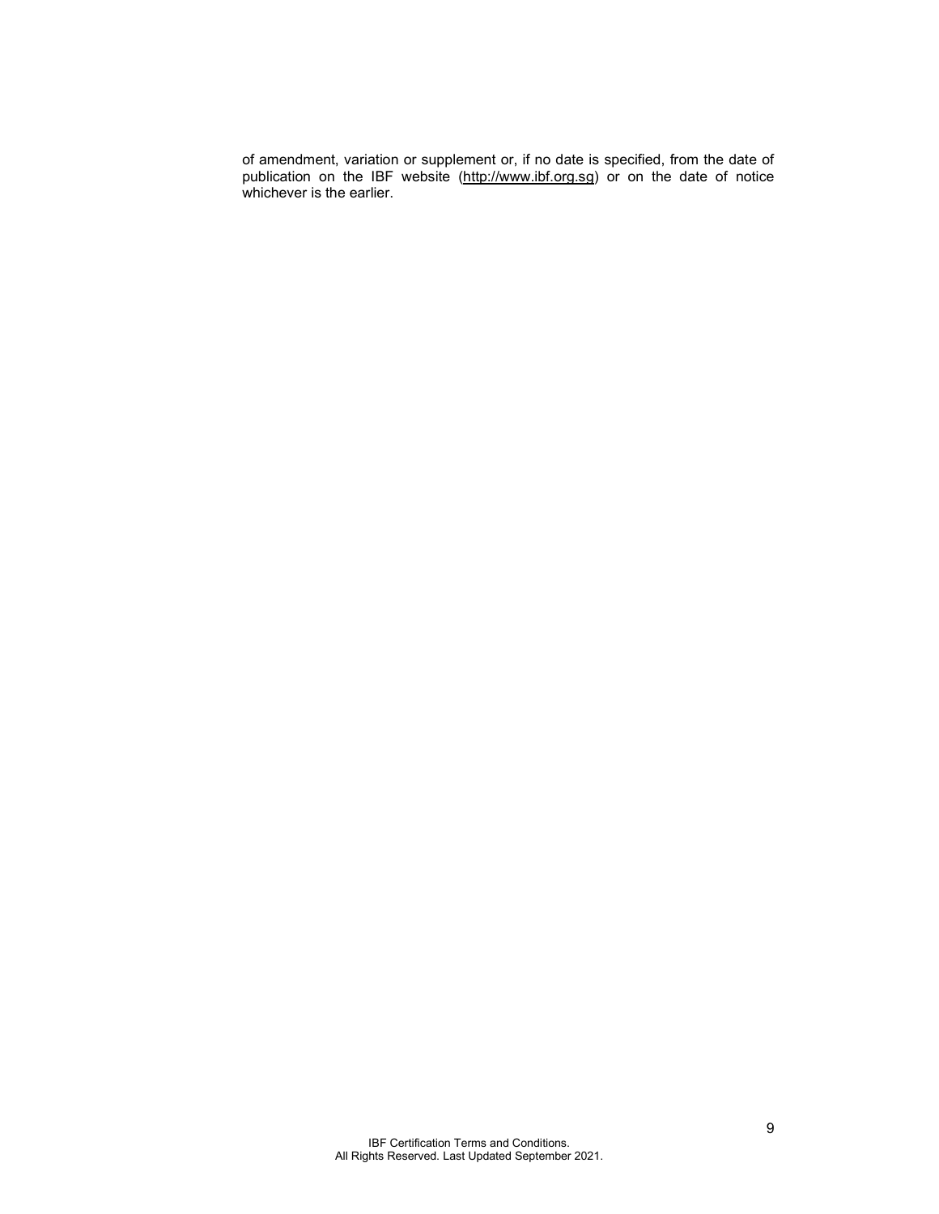of amendment, variation or supplement or, if no date is specified, from the date of publication on the IBF website (http://www.ibf.org.sg) or on the date of notice whichever is the earlier.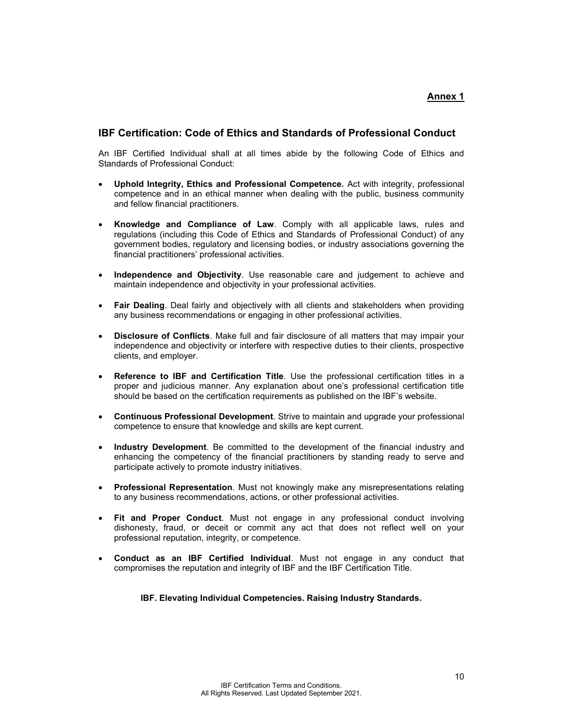**Annex 1**

## IBF Certification: Code of Ethics and Standards of Professional Conduct

An IBF Certified Individual shall at all times abide by the following Code of Ethics and Standards of Professional Conduct:

- **Uphold Integrity, Ethics and Professional Competence.** Act with integrity, professional competence and in an ethical manner when dealing with the public, business community and fellow financial practitioners.
- **Knowledge and Compliance of Law**. Comply with all applicable laws, rules and regulations (including this Code of Ethics and Standards of Professional Conduct) of any government bodies, regulatory and licensing bodies, or industry associations governing the financial practitioners' professional activities.
- **Independence and Objectivity**. Use reasonable care and judgement to achieve and maintain independence and objectivity in your professional activities.
- **Fair Dealing**. Deal fairly and objectively with all clients and stakeholders when providing any business recommendations or engaging in other professional activities.
- **Disclosure of Conflicts**. Make full and fair disclosure of all matters that may impair your independence and objectivity or interfere with respective duties to their clients, prospective clients, and employer.
- **Reference to IBF and Certification Title**. Use the professional certification titles in a proper and judicious manner. Any explanation about one's professional certification title should be based on the certification requirements as published on the IBF's website.
- **Continuous Professional Development**. Strive to maintain and upgrade your professional competence to ensure that knowledge and skills are kept current.
- **Industry Development**. Be committed to the development of the financial industry and enhancing the competency of the financial practitioners by standing ready to serve and participate actively to promote industry initiatives.
- **Professional Representation**. Must not knowingly make any misrepresentations relating to any business recommendations, actions, or other professional activities.
- **Fit and Proper Conduct**. Must not engage in any professional conduct involving dishonesty, fraud, or deceit or commit any act that does not reflect well on your professional reputation, integrity, or competence.
- **Conduct as an IBF Certified Individual**. Must not engage in any conduct that compromises the reputation and integrity of IBF and the IBF Certification Title.

**IBF. Elevating Individual Competencies. Raising Industry Standards.**